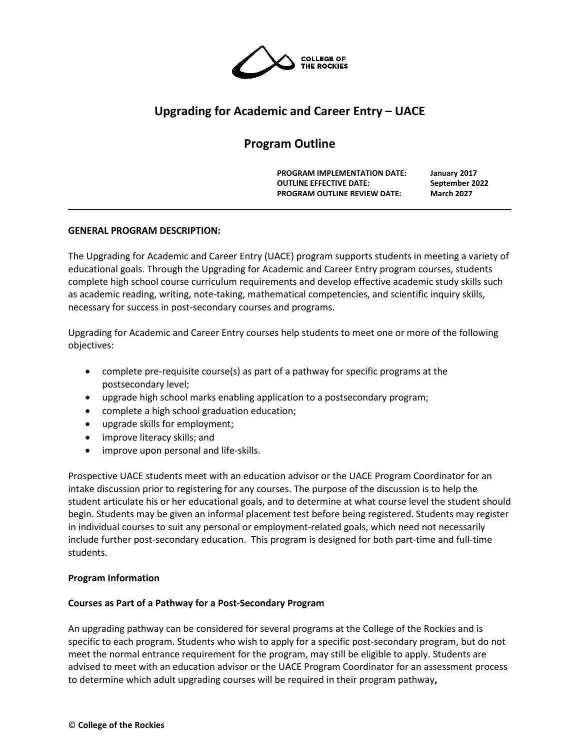COLLEGE OF THE ROCKIES

# Upgrading for Academic and Career Entry – UACE

## Program Outline

| | |
|---|---|
| **PROGRAM IMPLEMENTATION DATE:** | **January 2017** |
| **OUTLINE EFFECTIVE DATE:** | **September 2022** |
| **PROGRAM OUTLINE REVIEW DATE:** | **March 2027** |

---

**GENERAL PROGRAM DESCRIPTION:**

The Upgrading for Academic and Career Entry (UACE) program supports students in meeting a variety of educational goals. Through the Upgrading for Academic and Career Entry program courses, students complete high school course curriculum requirements and develop effective academic study skills such as academic reading, writing, note-taking, mathematical competencies, and scientific inquiry skills, necessary for success in post-secondary courses and programs.

Upgrading for Academic and Career Entry courses help students to meet one or more of the following objectives:

- complete pre-requisite course(s) as part of a pathway for specific programs at the postsecondary level;
- upgrade high school marks enabling application to a postsecondary program;
- complete a high school graduation education;
- upgrade skills for employment;
- improve literacy skills; and
- improve upon personal and life-skills.

Prospective UACE students meet with an education advisor or the UACE Program Coordinator for an intake discussion prior to registering for any courses. The purpose of the discussion is to help the student articulate his or her educational goals, and to determine at what course level the student should begin. Students may be given an informal placement test before being registered. Students may register in individual courses to suit any personal or employment-related goals, which need not necessarily include further post-secondary education. This program is designed for both part-time and full-time students.

**Program Information**

**Courses as Part of a Pathway for a Post-Secondary Program**

An upgrading pathway can be considered for several programs at the College of the Rockies and is specific to each program. Students who wish to apply for a specific post-secondary program, but do not meet the normal entrance requirement for the program, may still be eligible to apply. Students are advised to meet with an education advisor or the UACE Program Coordinator for an assessment process to determine which adult upgrading courses will be required in their program pathway**,**

© College of the Rockies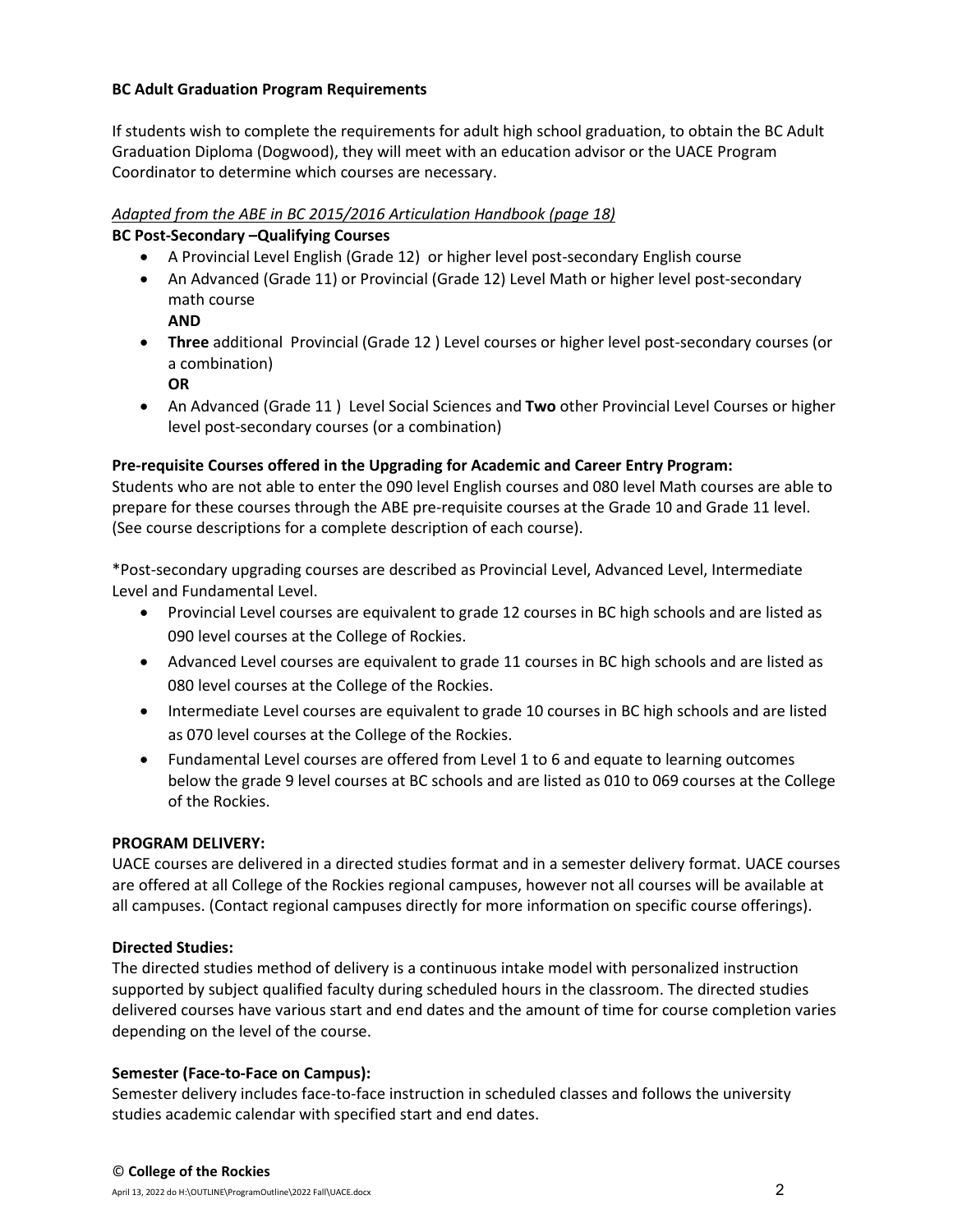**BC Adult Graduation Program Requirements**

If students wish to complete the requirements for adult high school graduation, to obtain the BC Adult Graduation Diploma (Dogwood), they will meet with an education advisor or the UACE Program Coordinator to determine which courses are necessary.

*Adapted from the ABE in BC 2015/2016 Articulation Handbook (page 18)*

**BC Post-Secondary –Qualifying Courses**

- A Provincial Level English (Grade 12) or higher level post-secondary English course
- An Advanced (Grade 11) or Provincial (Grade 12) Level Math or higher level post-secondary math course
  **AND**
- **Three** additional Provincial (Grade 12 ) Level courses or higher level post-secondary courses (or a combination)
  **OR**
- An Advanced (Grade 11 ) Level Social Sciences and **Two** other Provincial Level Courses or higher level post-secondary courses (or a combination)

**Pre-requisite Courses offered in the Upgrading for Academic and Career Entry Program:**
Students who are not able to enter the 090 level English courses and 080 level Math courses are able to prepare for these courses through the ABE pre-requisite courses at the Grade 10 and Grade 11 level. (See course descriptions for a complete description of each course).

*Post-secondary upgrading courses are described as Provincial Level, Advanced Level, Intermediate Level and Fundamental Level.

- Provincial Level courses are equivalent to grade 12 courses in BC high schools and are listed as 090 level courses at the College of Rockies.
- Advanced Level courses are equivalent to grade 11 courses in BC high schools and are listed as 080 level courses at the College of the Rockies.
- Intermediate Level courses are equivalent to grade 10 courses in BC high schools and are listed as 070 level courses at the College of the Rockies.
- Fundamental Level courses are offered from Level 1 to 6 and equate to learning outcomes below the grade 9 level courses at BC schools and are listed as 010 to 069 courses at the College of the Rockies.

**PROGRAM DELIVERY:**
UACE courses are delivered in a directed studies format and in a semester delivery format. UACE courses are offered at all College of the Rockies regional campuses, however not all courses will be available at all campuses. (Contact regional campuses directly for more information on specific course offerings).

**Directed Studies:**
The directed studies method of delivery is a continuous intake model with personalized instruction supported by subject qualified faculty during scheduled hours in the classroom. The directed studies delivered courses have various start and end dates and the amount of time for course completion varies depending on the level of the course.

**Semester (Face-to-Face on Campus):**
Semester delivery includes face-to-face instruction in scheduled classes and follows the university studies academic calendar with specified start and end dates.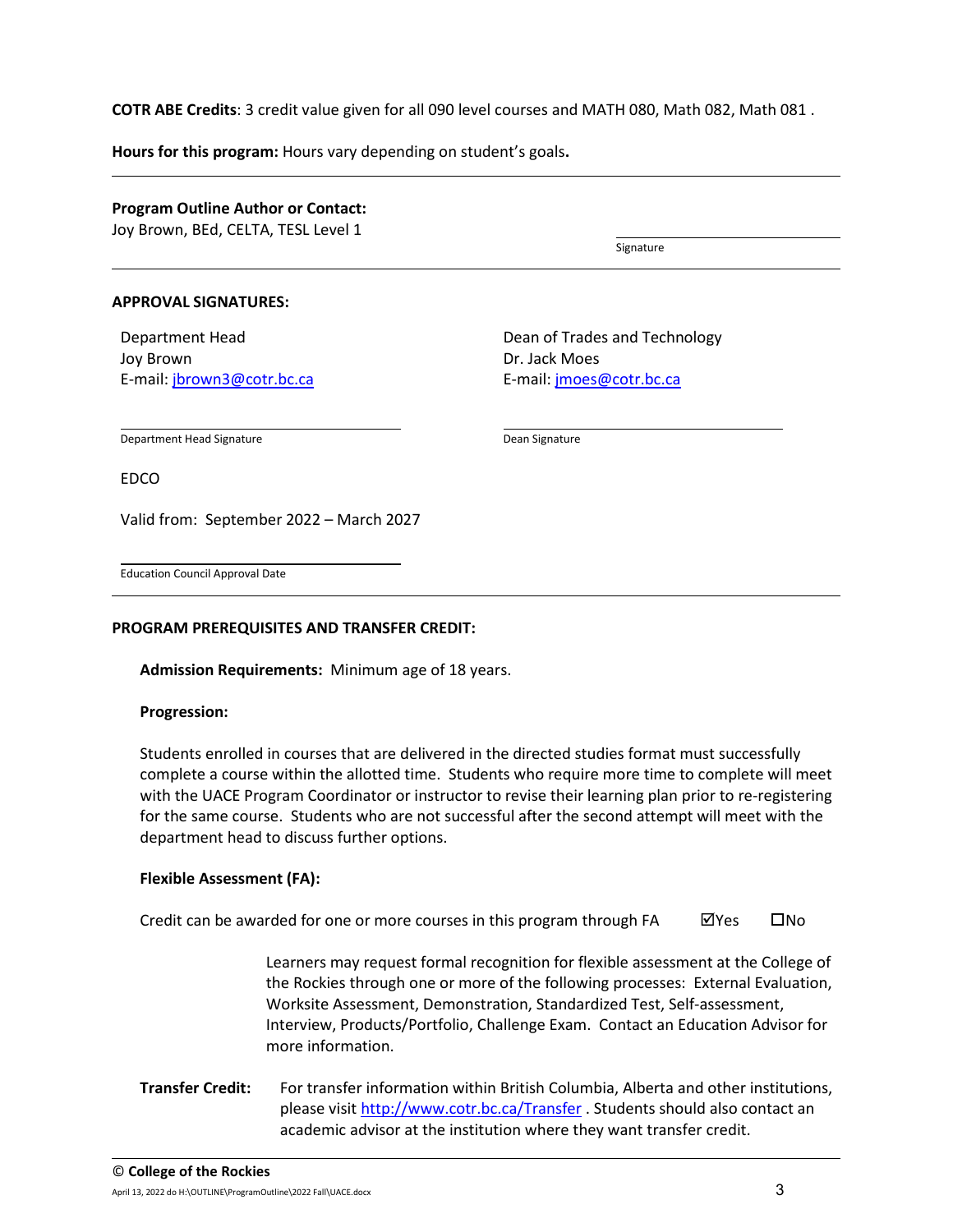**COTR ABE Credits**: 3 credit value given for all 090 level courses and MATH 080, Math 082, Math 081 .

**Hours for this program:** Hours vary depending on student's goals**.**

---

**Program Outline Author or Contact:**
Joy Brown, BEd, CELTA, TESL Level 1

Signature

---

**APPROVAL SIGNATURES:**

Department Head
Joy Brown
E-mail: jbrown3@cotr.bc.ca

Department Head Signature

Dean of Trades and Technology
Dr. Jack Moes
E-mail: jmoes@cotr.bc.ca

Dean Signature

EDCO

Valid from: September 2022 – March 2027

Education Council Approval Date

---

**PROGRAM PREREQUISITES AND TRANSFER CREDIT:**

**Admission Requirements:** Minimum age of 18 years.

**Progression:**

Students enrolled in courses that are delivered in the directed studies format must successfully complete a course within the allotted time. Students who require more time to complete will meet with the UACE Program Coordinator or instructor to revise their learning plan prior to re-registering for the same course. Students who are not successful after the second attempt will meet with the department head to discuss further options.

**Flexible Assessment (FA):**

Credit can be awarded for one or more courses in this program through FA ☑Yes ☐No

Learners may request formal recognition for flexible assessment at the College of the Rockies through one or more of the following processes: External Evaluation, Worksite Assessment, Demonstration, Standardized Test, Self-assessment, Interview, Products/Portfolio, Challenge Exam. Contact an Education Advisor for more information.

**Transfer Credit:** For transfer information within British Columbia, Alberta and other institutions, please visit http://www.cotr.bc.ca/Transfer . Students should also contact an academic advisor at the institution where they want transfer credit.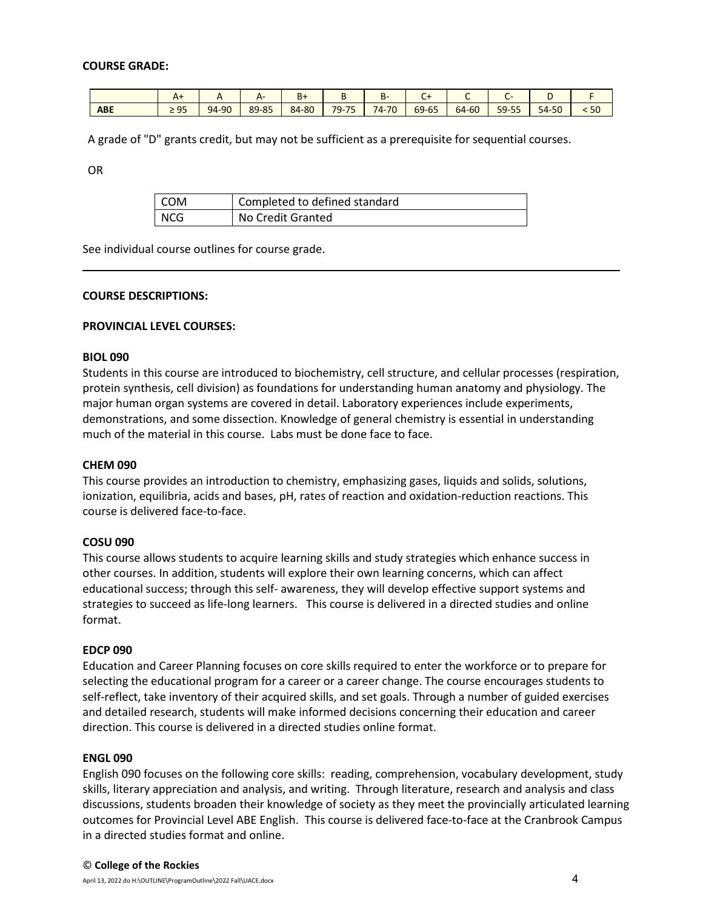**COURSE GRADE:**

| | A+ | A | A- | B+ | B | B- | C+ | C | C- | D | F |
|---|---|---|---|---|---|---|---|---|---|---|---|
| **ABE** | ≥ 95 | 94-90 | 89-85 | 84-80 | 79-75 | 74-70 | 69-65 | 64-60 | 59-55 | 54-50 | < 50 |

A grade of "D" grants credit, but may not be sufficient as a prerequisite for sequential courses.

OR

| | |
|---|---|
| COM | Completed to defined standard |
| NCG | No Credit Granted |

See individual course outlines for course grade.

---

**COURSE DESCRIPTIONS:**

**PROVINCIAL LEVEL COURSES:**

**BIOL 090**
Students in this course are introduced to biochemistry, cell structure, and cellular processes (respiration, protein synthesis, cell division) as foundations for understanding human anatomy and physiology. The major human organ systems are covered in detail. Laboratory experiences include experiments, demonstrations, and some dissection. Knowledge of general chemistry is essential in understanding much of the material in this course. Labs must be done face to face.

**CHEM 090**
This course provides an introduction to chemistry, emphasizing gases, liquids and solids, solutions, ionization, equilibria, acids and bases, pH, rates of reaction and oxidation-reduction reactions. This course is delivered face-to-face.

**COSU 090**
This course allows students to acquire learning skills and study strategies which enhance success in other courses. In addition, students will explore their own learning concerns, which can affect educational success; through this self- awareness, they will develop effective support systems and strategies to succeed as life-long learners. This course is delivered in a directed studies and online format.

**EDCP 090**
Education and Career Planning focuses on core skills required to enter the workforce or to prepare for selecting the educational program for a career or a career change. The course encourages students to self-reflect, take inventory of their acquired skills, and set goals. Through a number of guided exercises and detailed research, students will make informed decisions concerning their education and career direction. This course is delivered in a directed studies online format.

**ENGL 090**
English 090 focuses on the following core skills: reading, comprehension, vocabulary development, study skills, literary appreciation and analysis, and writing. Through literature, research and analysis and class discussions, students broaden their knowledge of society as they meet the provincially articulated learning outcomes for Provincial Level ABE English. This course is delivered face-to-face at the Cranbrook Campus in a directed studies format and online.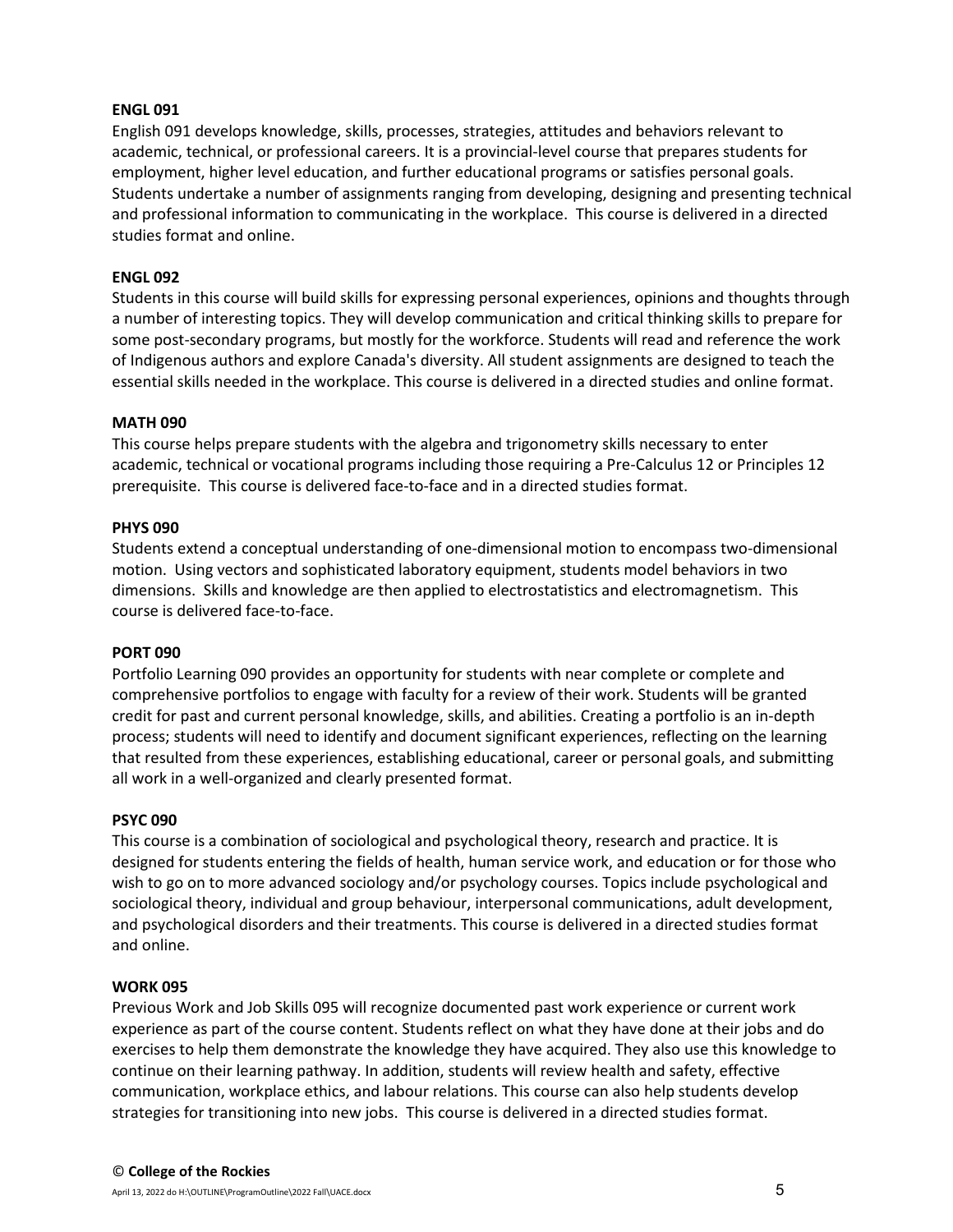**ENGL 091**

English 091 develops knowledge, skills, processes, strategies, attitudes and behaviors relevant to academic, technical, or professional careers. It is a provincial-level course that prepares students for employment, higher level education, and further educational programs or satisfies personal goals. Students undertake a number of assignments ranging from developing, designing and presenting technical and professional information to communicating in the workplace. This course is delivered in a directed studies format and online.

**ENGL 092**

Students in this course will build skills for expressing personal experiences, opinions and thoughts through a number of interesting topics. They will develop communication and critical thinking skills to prepare for some post-secondary programs, but mostly for the workforce. Students will read and reference the work of Indigenous authors and explore Canada's diversity. All student assignments are designed to teach the essential skills needed in the workplace. This course is delivered in a directed studies and online format.

**MATH 090**

This course helps prepare students with the algebra and trigonometry skills necessary to enter academic, technical or vocational programs including those requiring a Pre-Calculus 12 or Principles 12 prerequisite. This course is delivered face-to-face and in a directed studies format.

**PHYS 090**

Students extend a conceptual understanding of one-dimensional motion to encompass two-dimensional motion. Using vectors and sophisticated laboratory equipment, students model behaviors in two dimensions. Skills and knowledge are then applied to electrostatistics and electromagnetism. This course is delivered face-to-face.

**PORT 090**

Portfolio Learning 090 provides an opportunity for students with near complete or complete and comprehensive portfolios to engage with faculty for a review of their work. Students will be granted credit for past and current personal knowledge, skills, and abilities. Creating a portfolio is an in-depth process; students will need to identify and document significant experiences, reflecting on the learning that resulted from these experiences, establishing educational, career or personal goals, and submitting all work in a well-organized and clearly presented format.

**PSYC 090**

This course is a combination of sociological and psychological theory, research and practice. It is designed for students entering the fields of health, human service work, and education or for those who wish to go on to more advanced sociology and/or psychology courses. Topics include psychological and sociological theory, individual and group behaviour, interpersonal communications, adult development, and psychological disorders and their treatments. This course is delivered in a directed studies format and online.

**WORK 095**

Previous Work and Job Skills 095 will recognize documented past work experience or current work experience as part of the course content. Students reflect on what they have done at their jobs and do exercises to help them demonstrate the knowledge they have acquired. They also use this knowledge to continue on their learning pathway. In addition, students will review health and safety, effective communication, workplace ethics, and labour relations. This course can also help students develop strategies for transitioning into new jobs. This course is delivered in a directed studies format.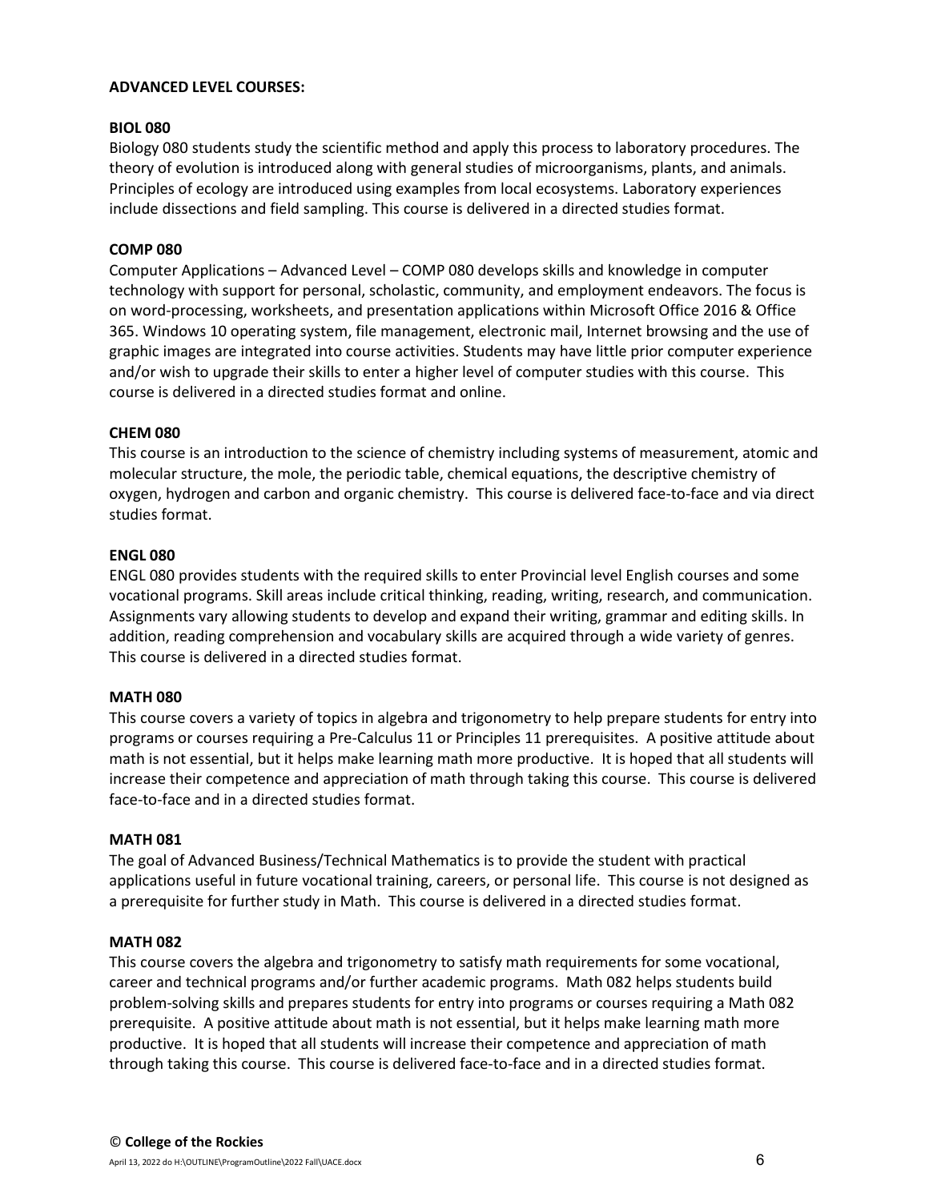**ADVANCED LEVEL COURSES:**

**BIOL 080**

Biology 080 students study the scientific method and apply this process to laboratory procedures. The theory of evolution is introduced along with general studies of microorganisms, plants, and animals. Principles of ecology are introduced using examples from local ecosystems. Laboratory experiences include dissections and field sampling. This course is delivered in a directed studies format.

**COMP 080**

Computer Applications – Advanced Level – COMP 080 develops skills and knowledge in computer technology with support for personal, scholastic, community, and employment endeavors. The focus is on word-processing, worksheets, and presentation applications within Microsoft Office 2016 & Office 365. Windows 10 operating system, file management, electronic mail, Internet browsing and the use of graphic images are integrated into course activities. Students may have little prior computer experience and/or wish to upgrade their skills to enter a higher level of computer studies with this course. This course is delivered in a directed studies format and online.

**CHEM 080**

This course is an introduction to the science of chemistry including systems of measurement, atomic and molecular structure, the mole, the periodic table, chemical equations, the descriptive chemistry of oxygen, hydrogen and carbon and organic chemistry. This course is delivered face-to-face and via direct studies format.

**ENGL 080**

ENGL 080 provides students with the required skills to enter Provincial level English courses and some vocational programs. Skill areas include critical thinking, reading, writing, research, and communication. Assignments vary allowing students to develop and expand their writing, grammar and editing skills. In addition, reading comprehension and vocabulary skills are acquired through a wide variety of genres. This course is delivered in a directed studies format.

**MATH 080**

This course covers a variety of topics in algebra and trigonometry to help prepare students for entry into programs or courses requiring a Pre-Calculus 11 or Principles 11 prerequisites. A positive attitude about math is not essential, but it helps make learning math more productive. It is hoped that all students will increase their competence and appreciation of math through taking this course. This course is delivered face-to-face and in a directed studies format.

**MATH 081**

The goal of Advanced Business/Technical Mathematics is to provide the student with practical applications useful in future vocational training, careers, or personal life. This course is not designed as a prerequisite for further study in Math. This course is delivered in a directed studies format.

**MATH 082**

This course covers the algebra and trigonometry to satisfy math requirements for some vocational, career and technical programs and/or further academic programs. Math 082 helps students build problem-solving skills and prepares students for entry into programs or courses requiring a Math 082 prerequisite. A positive attitude about math is not essential, but it helps make learning math more productive. It is hoped that all students will increase their competence and appreciation of math through taking this course. This course is delivered face-to-face and in a directed studies format.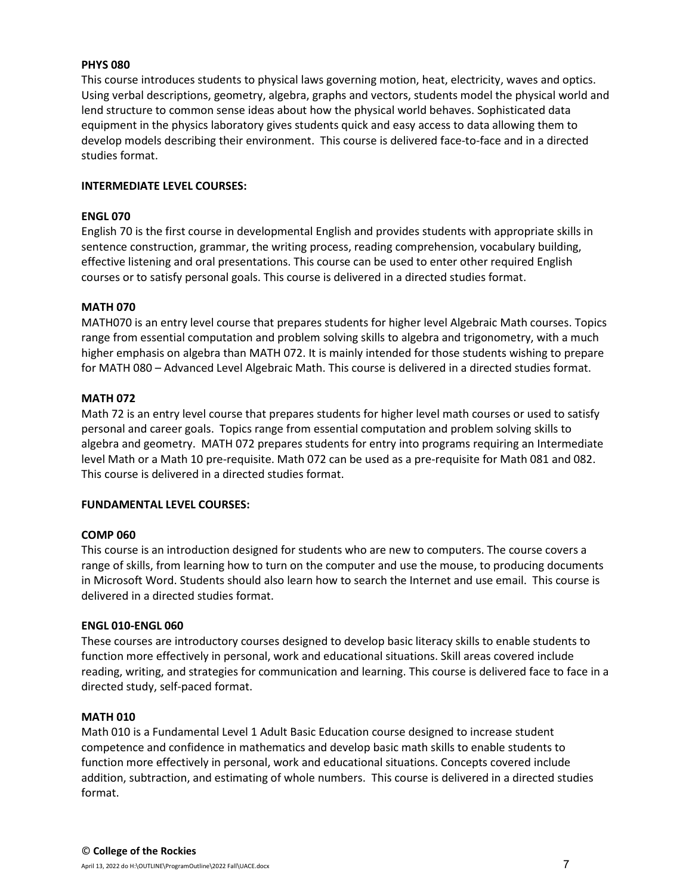**PHYS 080**

This course introduces students to physical laws governing motion, heat, electricity, waves and optics. Using verbal descriptions, geometry, algebra, graphs and vectors, students model the physical world and lend structure to common sense ideas about how the physical world behaves. Sophisticated data equipment in the physics laboratory gives students quick and easy access to data allowing them to develop models describing their environment. This course is delivered face-to-face and in a directed studies format.

**INTERMEDIATE LEVEL COURSES:**

**ENGL 070**

English 70 is the first course in developmental English and provides students with appropriate skills in sentence construction, grammar, the writing process, reading comprehension, vocabulary building, effective listening and oral presentations. This course can be used to enter other required English courses or to satisfy personal goals. This course is delivered in a directed studies format.

**MATH 070**

MATH070 is an entry level course that prepares students for higher level Algebraic Math courses. Topics range from essential computation and problem solving skills to algebra and trigonometry, with a much higher emphasis on algebra than MATH 072. It is mainly intended for those students wishing to prepare for MATH 080 – Advanced Level Algebraic Math. This course is delivered in a directed studies format.

**MATH 072**

Math 72 is an entry level course that prepares students for higher level math courses or used to satisfy personal and career goals. Topics range from essential computation and problem solving skills to algebra and geometry. MATH 072 prepares students for entry into programs requiring an Intermediate level Math or a Math 10 pre-requisite. Math 072 can be used as a pre-requisite for Math 081 and 082. This course is delivered in a directed studies format.

**FUNDAMENTAL LEVEL COURSES:**

**COMP 060**

This course is an introduction designed for students who are new to computers. The course covers a range of skills, from learning how to turn on the computer and use the mouse, to producing documents in Microsoft Word. Students should also learn how to search the Internet and use email. This course is delivered in a directed studies format.

**ENGL 010-ENGL 060**

These courses are introductory courses designed to develop basic literacy skills to enable students to function more effectively in personal, work and educational situations. Skill areas covered include reading, writing, and strategies for communication and learning. This course is delivered face to face in a directed study, self-paced format.

**MATH 010**

Math 010 is a Fundamental Level 1 Adult Basic Education course designed to increase student competence and confidence in mathematics and develop basic math skills to enable students to function more effectively in personal, work and educational situations. Concepts covered include addition, subtraction, and estimating of whole numbers. This course is delivered in a directed studies format.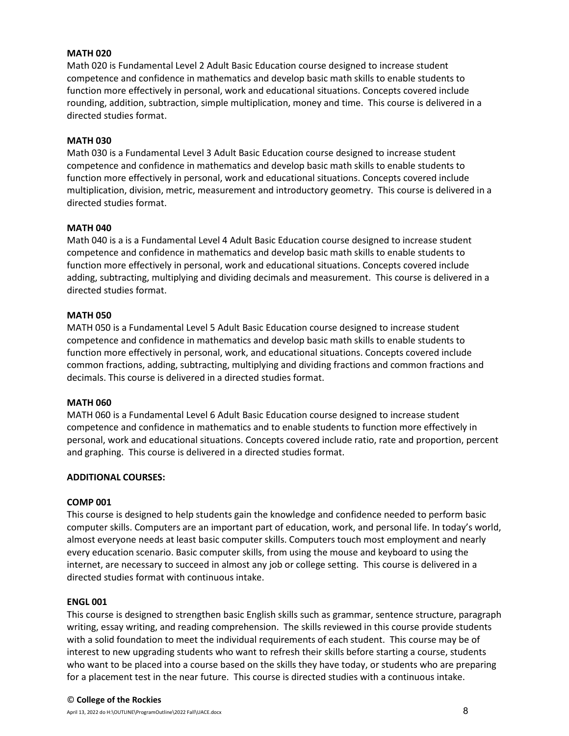**MATH 020**

Math 020 is Fundamental Level 2 Adult Basic Education course designed to increase student competence and confidence in mathematics and develop basic math skills to enable students to function more effectively in personal, work and educational situations. Concepts covered include rounding, addition, subtraction, simple multiplication, money and time. This course is delivered in a directed studies format.

**MATH 030**

Math 030 is a Fundamental Level 3 Adult Basic Education course designed to increase student competence and confidence in mathematics and develop basic math skills to enable students to function more effectively in personal, work and educational situations. Concepts covered include multiplication, division, metric, measurement and introductory geometry. This course is delivered in a directed studies format.

**MATH 040**

Math 040 is a is a Fundamental Level 4 Adult Basic Education course designed to increase student competence and confidence in mathematics and develop basic math skills to enable students to function more effectively in personal, work and educational situations. Concepts covered include adding, subtracting, multiplying and dividing decimals and measurement. This course is delivered in a directed studies format.

**MATH 050**

MATH 050 is a Fundamental Level 5 Adult Basic Education course designed to increase student competence and confidence in mathematics and develop basic math skills to enable students to function more effectively in personal, work, and educational situations. Concepts covered include common fractions, adding, subtracting, multiplying and dividing fractions and common fractions and decimals. This course is delivered in a directed studies format.

**MATH 060**

MATH 060 is a Fundamental Level 6 Adult Basic Education course designed to increase student competence and confidence in mathematics and to enable students to function more effectively in personal, work and educational situations. Concepts covered include ratio, rate and proportion, percent and graphing. This course is delivered in a directed studies format.

**ADDITIONAL COURSES:**

**COMP 001**

This course is designed to help students gain the knowledge and confidence needed to perform basic computer skills. Computers are an important part of education, work, and personal life. In today's world, almost everyone needs at least basic computer skills. Computers touch most employment and nearly every education scenario. Basic computer skills, from using the mouse and keyboard to using the internet, are necessary to succeed in almost any job or college setting. This course is delivered in a directed studies format with continuous intake.

**ENGL 001**

This course is designed to strengthen basic English skills such as grammar, sentence structure, paragraph writing, essay writing, and reading comprehension. The skills reviewed in this course provide students with a solid foundation to meet the individual requirements of each student. This course may be of interest to new upgrading students who want to refresh their skills before starting a course, students who want to be placed into a course based on the skills they have today, or students who are preparing for a placement test in the near future. This course is directed studies with a continuous intake.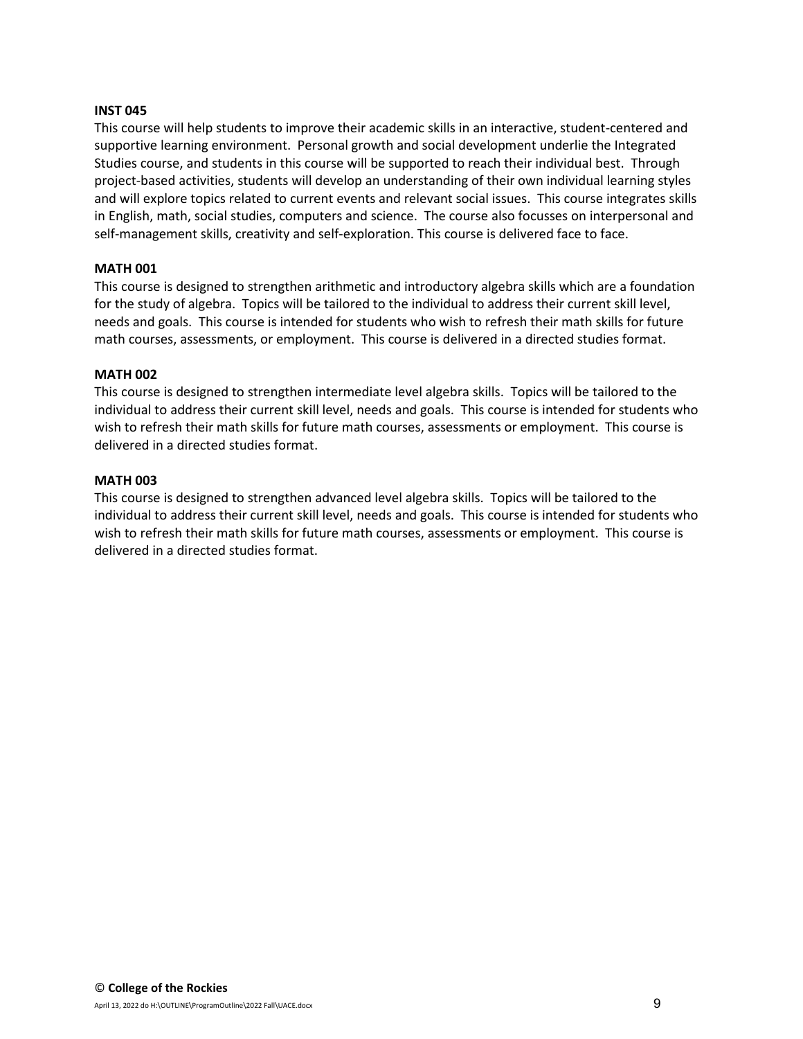**INST 045**

This course will help students to improve their academic skills in an interactive, student-centered and supportive learning environment. Personal growth and social development underlie the Integrated Studies course, and students in this course will be supported to reach their individual best. Through project-based activities, students will develop an understanding of their own individual learning styles and will explore topics related to current events and relevant social issues. This course integrates skills in English, math, social studies, computers and science. The course also focusses on interpersonal and self-management skills, creativity and self-exploration. This course is delivered face to face.

**MATH 001**

This course is designed to strengthen arithmetic and introductory algebra skills which are a foundation for the study of algebra. Topics will be tailored to the individual to address their current skill level, needs and goals. This course is intended for students who wish to refresh their math skills for future math courses, assessments, or employment. This course is delivered in a directed studies format.

**MATH 002**

This course is designed to strengthen intermediate level algebra skills. Topics will be tailored to the individual to address their current skill level, needs and goals. This course is intended for students who wish to refresh their math skills for future math courses, assessments or employment. This course is delivered in a directed studies format.

**MATH 003**

This course is designed to strengthen advanced level algebra skills. Topics will be tailored to the individual to address their current skill level, needs and goals. This course is intended for students who wish to refresh their math skills for future math courses, assessments or employment. This course is delivered in a directed studies format.